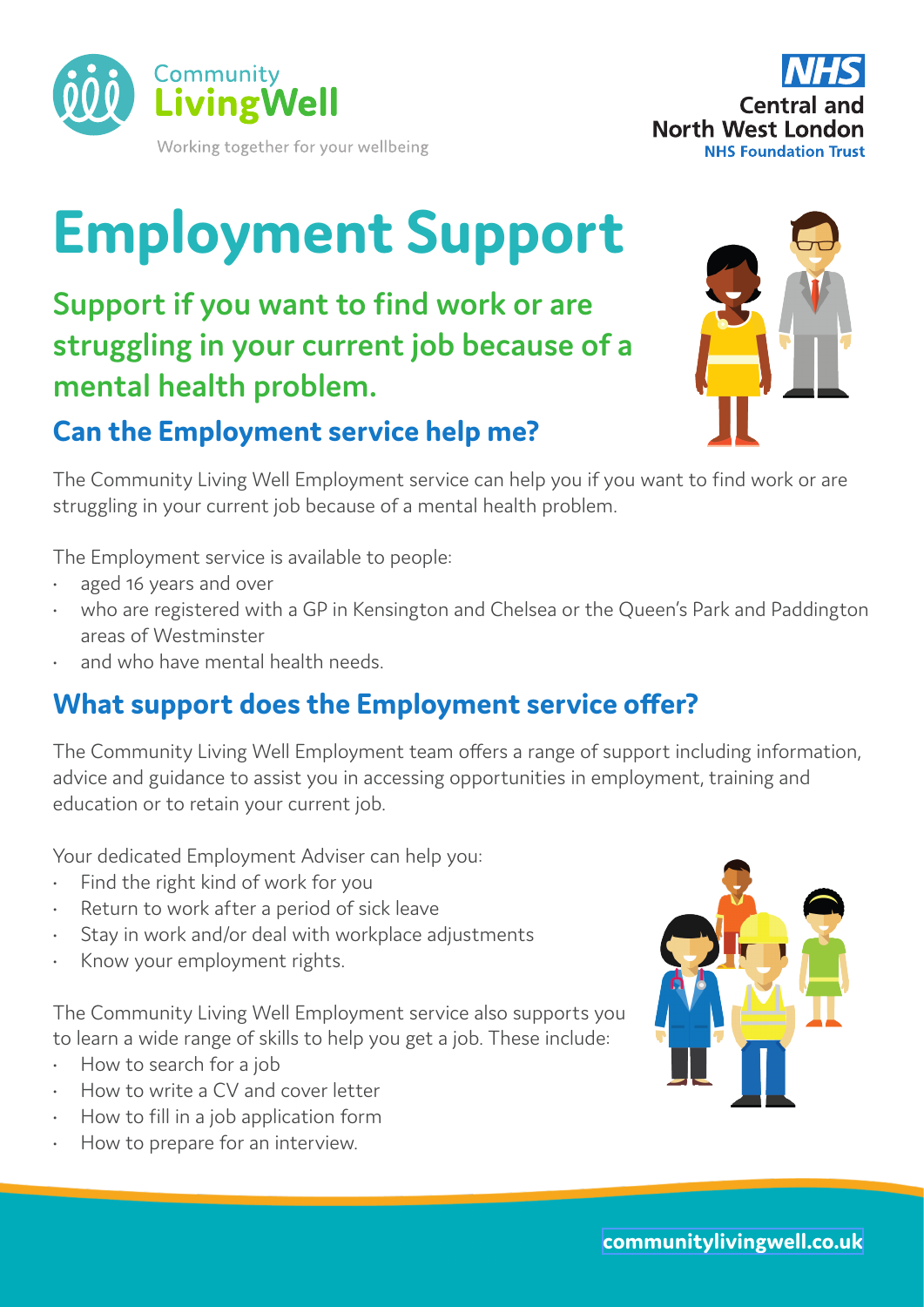Community LivingWell

Working together for your wellbeing

NHS
Central and North West London
NHS Foundation Trust

# Employment Support

## Support if you want to find work or are struggling in your current job because of a mental health problem.

### Can the Employment service help me?

The Community Living Well Employment service can help you if you want to find work or are struggling in your current job because of a mental health problem.

The Employment service is available to people:

- aged 16 years and over
- who are registered with a GP in Kensington and Chelsea or the Queen's Park and Paddington areas of Westminster
- and who have mental health needs.

### What support does the Employment service offer?

The Community Living Well Employment team offers a range of support including information, advice and guidance to assist you in accessing opportunities in employment, training and education or to retain your current job.

Your dedicated Employment Adviser can help you:

- Find the right kind of work for you
- Return to work after a period of sick leave
- Stay in work and/or deal with workplace adjustments
- Know your employment rights.

The Community Living Well Employment service also supports you to learn a wide range of skills to help you get a job. These include:

- How to search for a job
- How to write a CV and cover letter
- How to fill in a job application form
- How to prepare for an interview.

communitylivingwell.co.uk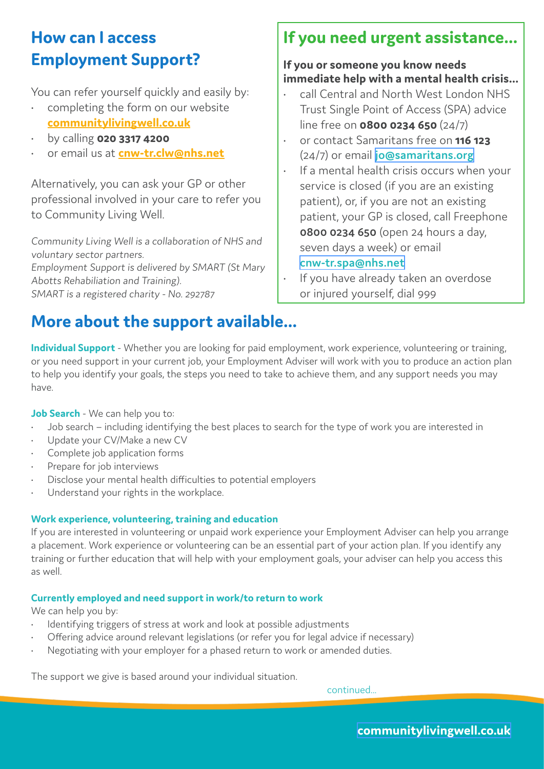## How can I access Employment Support?

You can refer yourself quickly and easily by:

- completing the form on our website **communitylivingwell.co.uk**
- by calling **020 3317 4200**
- or email us at **cnw-tr.clw@nhs.net**

Alternatively, you can ask your GP or other professional involved in your care to refer you to Community Living Well.

*Community Living Well is a collaboration of NHS and voluntary sector partners.*
*Employment Support is delivered by SMART (St Mary Abotts Rehabiliation and Training).*
*SMART is a registered charity - No. 292787*

## If you need urgent assistance...

**If you or someone you know needs immediate help with a mental health crisis...**

- call Central and North West London NHS Trust Single Point of Access (SPA) advice line free on **0800 0234 650** (24/7)
- or contact Samaritans free on **116 123** (24/7) or email **jo@samaritans.org**
- If a mental health crisis occurs when your service is closed (if you are an existing patient), or, if you are not an existing patient, your GP is closed, call Freephone **0800 0234 650** (open 24 hours a day, seven days a week) or email **cnw-tr.spa@nhs.net**
- If you have already taken an overdose or injured yourself, dial 999

## More about the support available...

**Individual Support** - Whether you are looking for paid employment, work experience, volunteering or training, or you need support in your current job, your Employment Adviser will work with you to produce an action plan to help you identify your goals, the steps you need to take to achieve them, and any support needs you may have.

**Job Search** - We can help you to:

- Job search – including identifying the best places to search for the type of work you are interested in
- Update your CV/Make a new CV
- Complete job application forms
- Prepare for job interviews
- Disclose your mental health difficulties to potential employers
- Understand your rights in the workplace.

**Work experience, volunteering, training and education**

If you are interested in volunteering or unpaid work experience your Employment Adviser can help you arrange a placement. Work experience or volunteering can be an essential part of your action plan. If you identify any training or further education that will help with your employment goals, your adviser can help you access this as well.

**Currently employed and need support in work/to return to work**

We can help you by:

- Identifying triggers of stress at work and look at possible adjustments
- Offering advice around relevant legislations (or refer you for legal advice if necessary)
- Negotiating with your employer for a phased return to work or amended duties.

The support we give is based around your individual situation.

continued...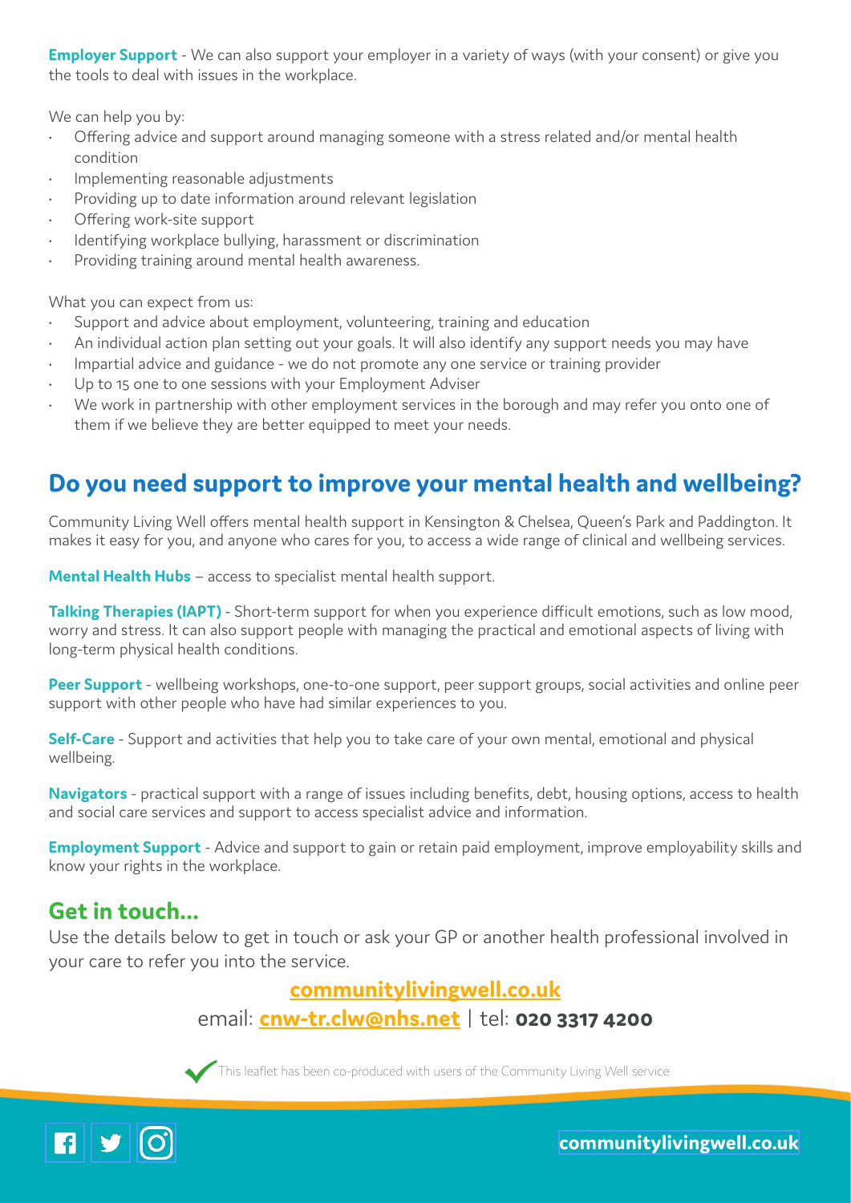**Employer Support** - We can also support your employer in a variety of ways (with your consent) or give you the tools to deal with issues in the workplace.

We can help you by:

- Offering advice and support around managing someone with a stress related and/or mental health condition
- Implementing reasonable adjustments
- Providing up to date information around relevant legislation
- Offering work-site support
- Identifying workplace bullying, harassment or discrimination
- Providing training around mental health awareness.

What you can expect from us:

- Support and advice about employment, volunteering, training and education
- An individual action plan setting out your goals. It will also identify any support needs you may have
- Impartial advice and guidance - we do not promote any one service or training provider
- Up to 15 one to one sessions with your Employment Adviser
- We work in partnership with other employment services in the borough and may refer you onto one of them if we believe they are better equipped to meet your needs.

## Do you need support to improve your mental health and wellbeing?

Community Living Well offers mental health support in Kensington & Chelsea, Queen's Park and Paddington. It makes it easy for you, and anyone who cares for you, to access a wide range of clinical and wellbeing services.

**Mental Health Hubs** – access to specialist mental health support.

**Talking Therapies (IAPT)** - Short-term support for when you experience difficult emotions, such as low mood, worry and stress. It can also support people with managing the practical and emotional aspects of living with long-term physical health conditions.

**Peer Support** - wellbeing workshops, one-to-one support, peer support groups, social activities and online peer support with other people who have had similar experiences to you.

**Self-Care** - Support and activities that help you to take care of your own mental, emotional and physical wellbeing.

**Navigators** - practical support with a range of issues including benefits, debt, housing options, access to health and social care services and support to access specialist advice and information.

**Employment Support** - Advice and support to gain or retain paid employment, improve employability skills and know your rights in the workplace.

## Get in touch...

Use the details below to get in touch or ask your GP or another health professional involved in your care to refer you into the service.

**communitylivingwell.co.uk**

email: **cnw-tr.clw@nhs.net** | tel: **020 3317 4200**

This leaflet has been co-produced with users of the Community Living Well service.

**communitylivingwell.co.uk**